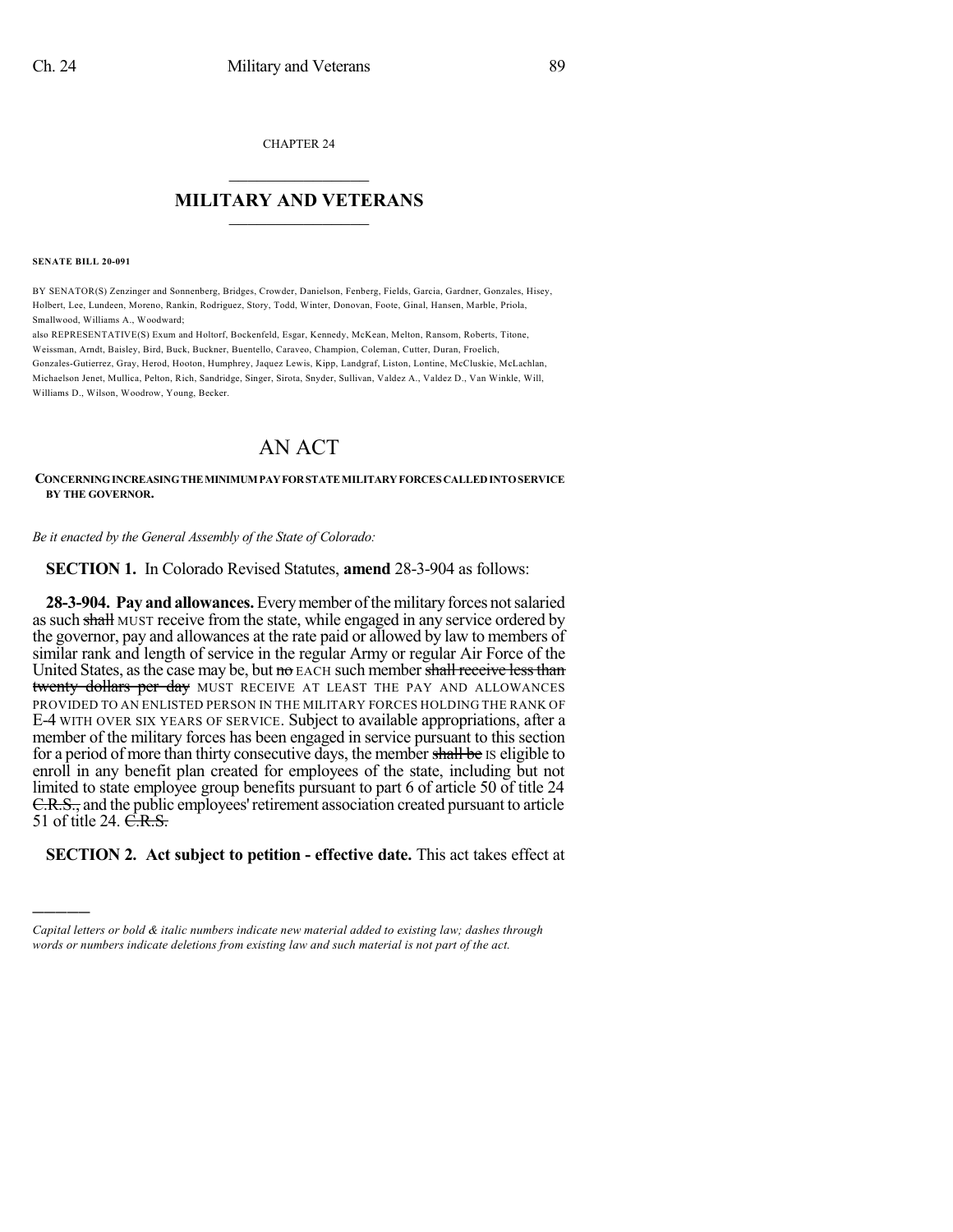CHAPTER 24

## MILITARY AND VETERANS

**SENATE BILL 20-091**

BY SENATOR(S) Zenzinger and Sonnenberg, Bridges, Crowder, Danielson, Fenberg, Fields, Garcia, Gardner, Gonzales, Hisey, Holbert, Lee, Lundeen, Moreno, Rankin, Rodriguez, Story, Todd, Winter, Donovan, Foote, Ginal, Hansen, Marble, Priola, Smallwood, Williams A., Woodward;
also REPRESENTATIVE(S) Exum and Holtorf, Bockenfeld, Esgar, Kennedy, McKean, Melton, Ransom, Roberts, Titone, Weissman, Arndt, Baisley, Bird, Buck, Buckner, Buentello, Caraveo, Champion, Coleman, Cutter, Duran, Froelich, Gonzales-Gutierrez, Gray, Herod, Hooton, Humphrey, Jaquez Lewis, Kipp, Landgraf, Liston, Lontine, McCluskie, McLachlan, Michaelson Jenet, Mullica, Pelton, Rich, Sandridge, Singer, Sirota, Snyder, Sullivan, Valdez A., Valdez D., Van Winkle, Will, Williams D., Wilson, Woodrow, Young, Becker.

# AN ACT

**CONCERNING INCREASING THE MINIMUM PAY FOR STATE MILITARY FORCES CALLED INTO SERVICE BY THE GOVERNOR.**

*Be it enacted by the General Assembly of the State of Colorado:*

**SECTION 1.** In Colorado Revised Statutes, **amend** 28-3-904 as follows:

**28-3-904. Pay and allowances.** Every member of the military forces not salaried as such ~~shall~~ MUST receive from the state, while engaged in any service ordered by the governor, pay and allowances at the rate paid or allowed by law to members of similar rank and length of service in the regular Army or regular Air Force of the United States, as the case may be, but ~~no~~ EACH such member ~~shall receive less than twenty dollars per day~~ MUST RECEIVE AT LEAST THE PAY AND ALLOWANCES PROVIDED TO AN ENLISTED PERSON IN THE MILITARY FORCES HOLDING THE RANK OF E-4 WITH OVER SIX YEARS OF SERVICE. Subject to available appropriations, after a member of the military forces has been engaged in service pursuant to this section for a period of more than thirty consecutive days, the member ~~shall be~~ IS eligible to enroll in any benefit plan created for employees of the state, including but not limited to state employee group benefits pursuant to part 6 of article 50 of title 24 ~~C.R.S.,~~ and the public employees' retirement association created pursuant to article 51 of title 24. ~~C.R.S.~~

**SECTION 2. Act subject to petition - effective date.** This act takes effect at

---

*Capital letters or bold & italic numbers indicate new material added to existing law; dashes through words or numbers indicate deletions from existing law and such material is not part of the act.*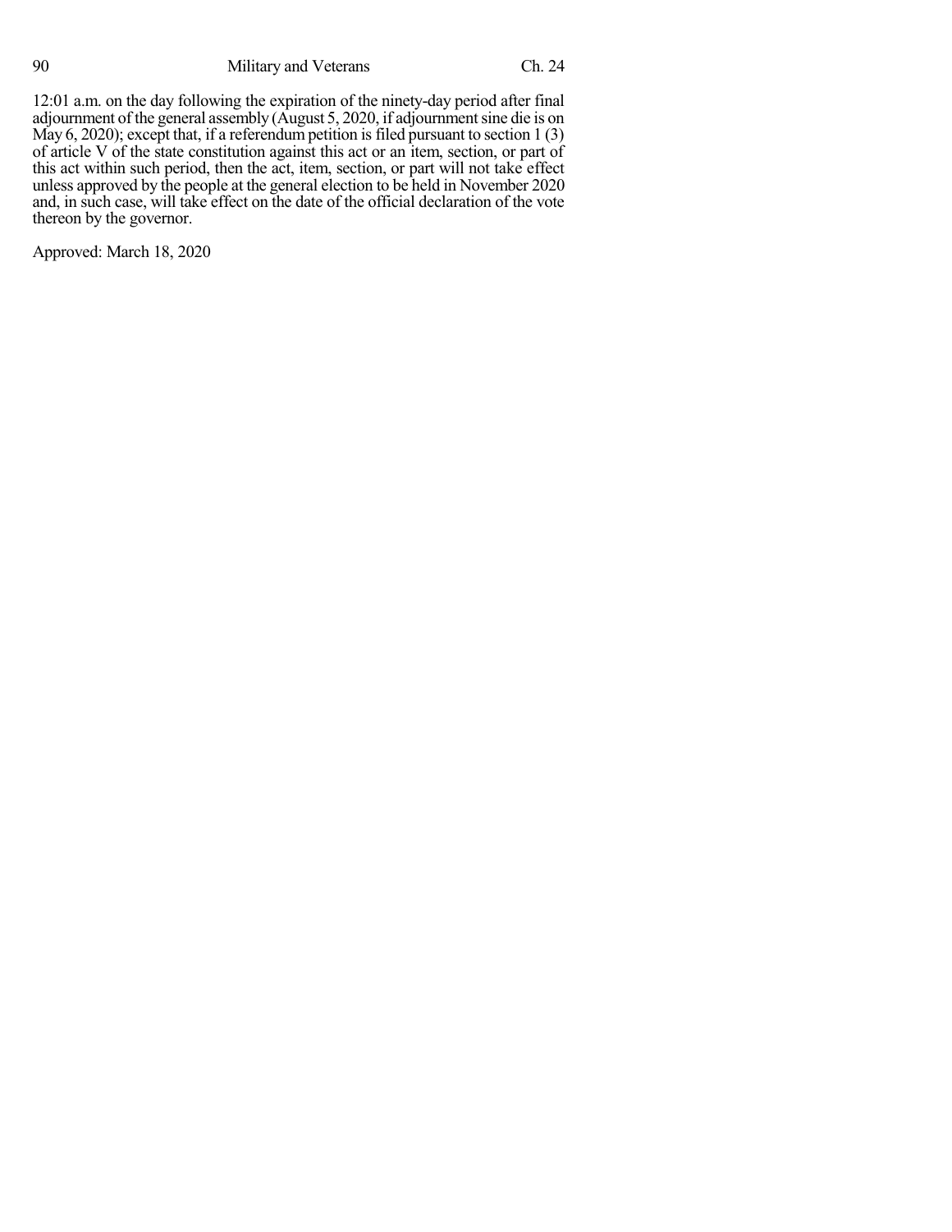12:01 a.m. on the day following the expiration of the ninety-day period after final adjournment of the general assembly (August 5, 2020, if adjournment sine die is on May 6, 2020); except that, if a referendum petition is filed pursuant to section 1 (3) of article V of the state constitution against this act or an item, section, or part of this act within such period, then the act, item, section, or part will not take effect unless approved by the people at the general election to be held in November 2020 and, in such case, will take effect on the date of the official declaration of the vote thereon by the governor.

Approved: March 18, 2020